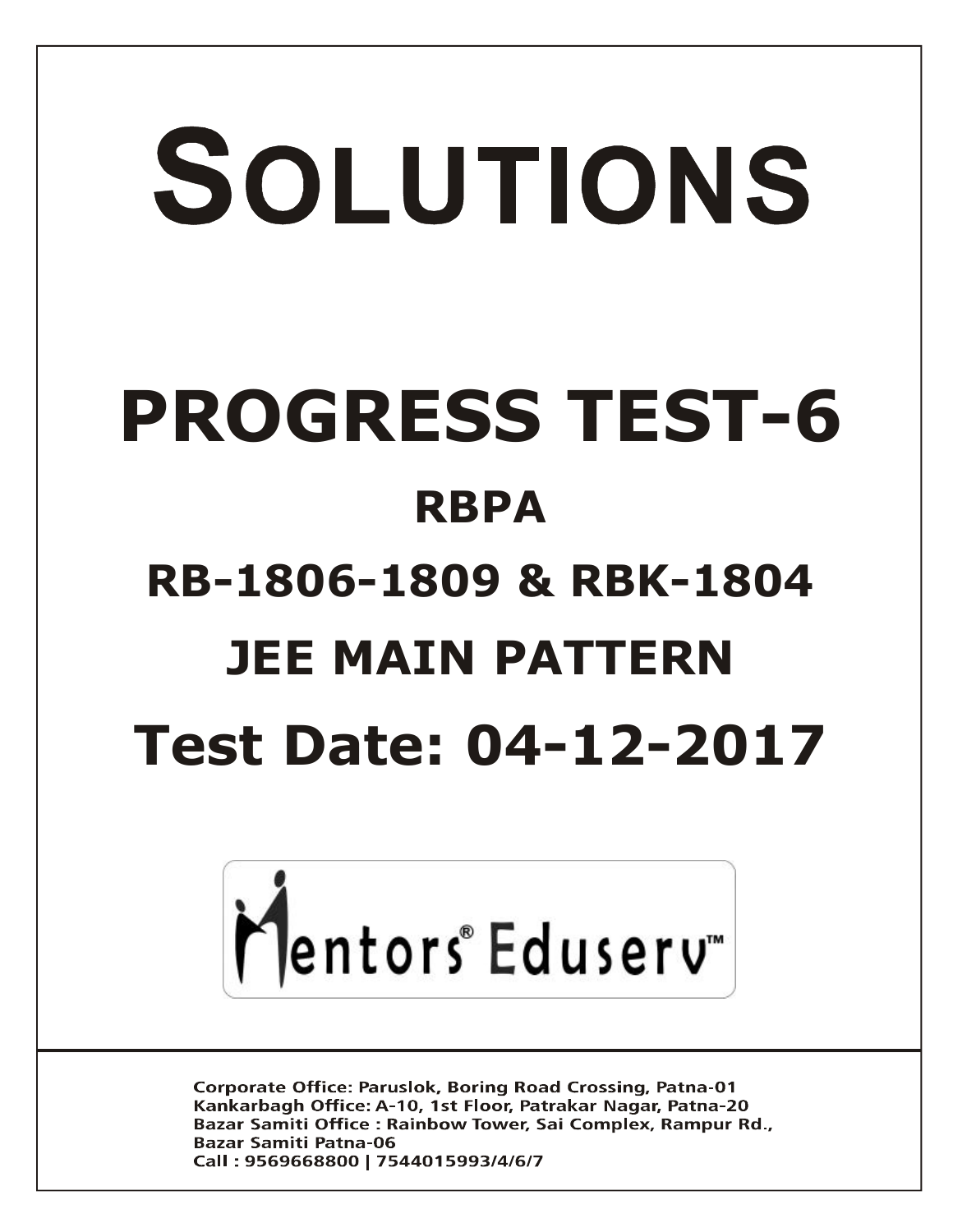# SOLUTIONS

# PROGRESS TEST-6

## RBPA

## RB-1806-1809 & RBK-1804

## JEE MAIN PATTERN

## Test Date: 04-12-2017

Mentors® Eduserv™

Corporate Office: Paruslok, Boring Road Crossing, Patna-01
Kankarbagh Office: A-10, 1st Floor, Patrakar Nagar, Patna-20
Bazar Samiti Office : Rainbow Tower, Sai Complex, Rampur Rd., Bazar Samiti Patna-06
Call : 9569668800 | 7544015993/4/6/7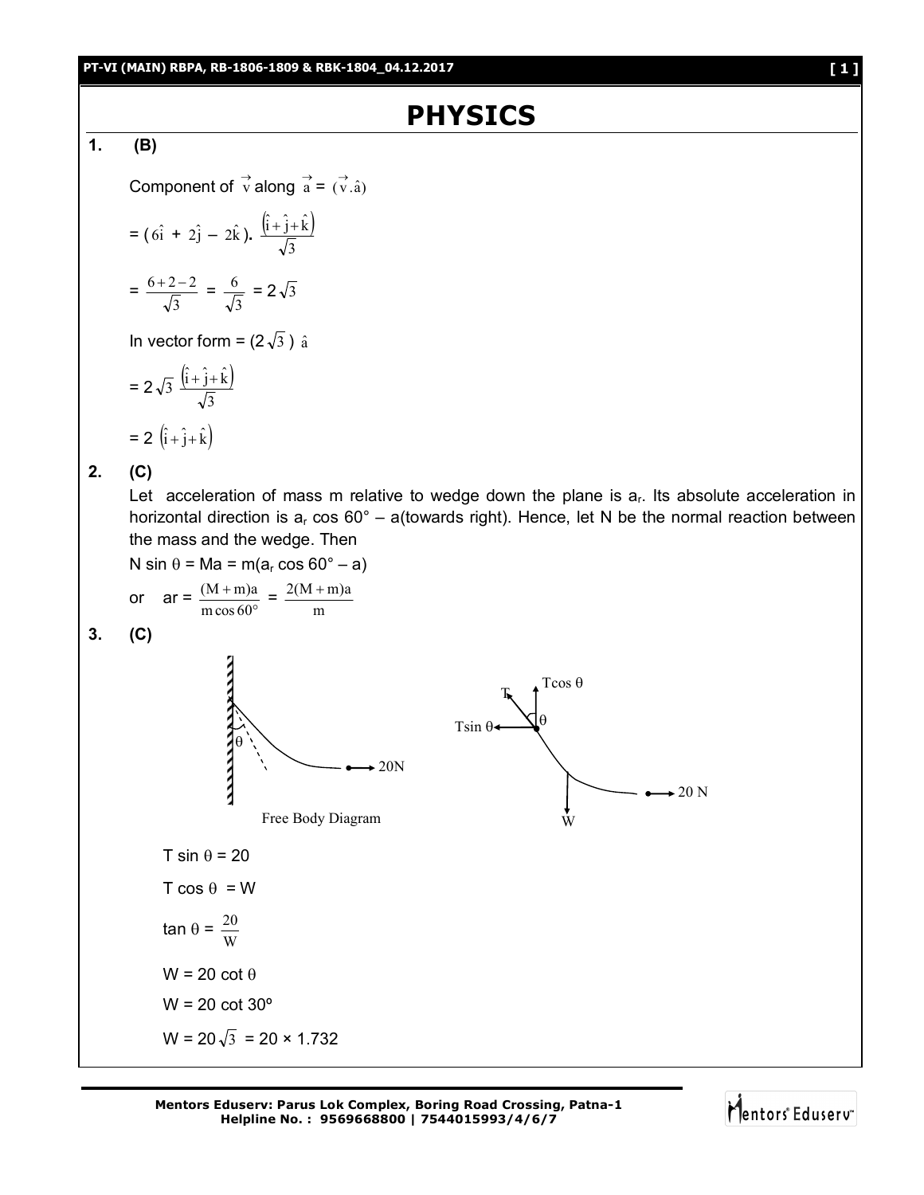# PHYSICS

**1. (B)**

Component of $\vec{v}$ along $\vec{a}$ = $(\vec{v}.\hat{a})$

$= (6\hat{i} + 2\hat{j} - 2\hat{k}).\frac{(\hat{i}+\hat{j}+\hat{k})}{\sqrt{3}}$

$= \frac{6+2-2}{\sqrt{3}} = \frac{6}{\sqrt{3}} = 2\sqrt{3}$

In vector form = $(2\sqrt{3})\ \hat{a}$

$= 2\sqrt{3}\ \frac{(\hat{i}+\hat{j}+\hat{k})}{\sqrt{3}}$

$= 2\ (\hat{i}+\hat{j}+\hat{k})$

**2. (C)**

Let acceleration of mass m relative to wedge down the plane is $a_r$. Its absolute acceleration in horizontal direction is $a_r \cos 60° - a$(towards right). Hence, let N be the normal reaction between the mass and the wedge. Then

$N \sin \theta = Ma = m(a_r \cos 60° - a)$

or $a_r = \frac{(M+m)a}{m\cos 60°} = \frac{2(M+m)a}{m}$

**3. (C)**

Free Body Diagram

$T \sin \theta = 20$

$T \cos \theta = W$

$\tan \theta = \frac{20}{W}$

$W = 20 \cot \theta$

$W = 20 \cot 30°$

$W = 20\sqrt{3} = 20 \times 1.732$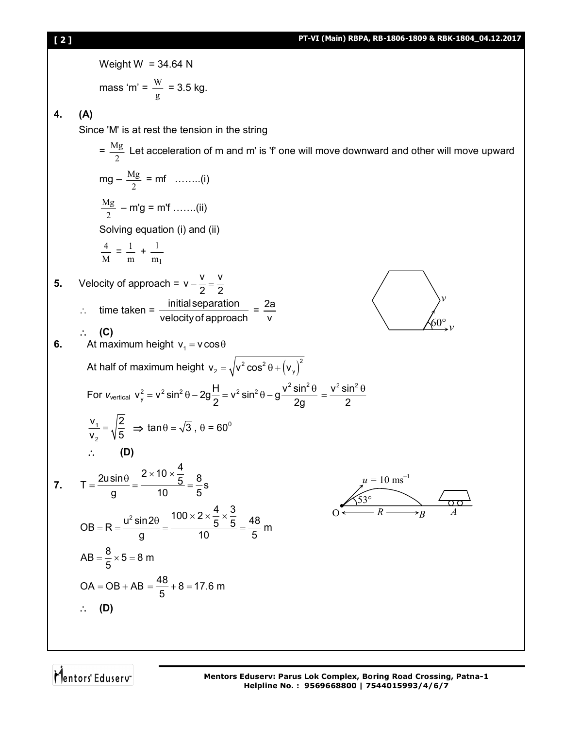Weight W = 34.64 N

mass 'm' = $\frac{W}{g}$ = 3.5 kg.

**4.** **(A)**

Since 'M' is at rest the tension in the string

= $\frac{Mg}{2}$ Let acceleration of m and m' is 'f' one will move downward and other will move upward

$mg - \frac{Mg}{2} = mf$ ……..(i)

$\frac{Mg}{2} - m'g = m'f$ …….(ii)

Solving equation (i) and (ii)

$$\frac{4}{M} = \frac{1}{m} + \frac{1}{m_1}$$

**5.** Velocity of approach = $v - \frac{v}{2} = \frac{v}{2}$

$\therefore$ time taken = $\frac{\text{initial separation}}{\text{velocity of approach}} = \frac{2a}{v}$

$\therefore$ **(C)**

**6.** At maximum height $v_1 = v\cos\theta$

At half of maximum height $v_2 = \sqrt{v^2\cos^2\theta + (v_y)^2}$

For $v_{\text{vertical}}$ $v_y^2 = v^2\sin^2\theta - 2g\frac{H}{2} = v^2\sin^2\theta - g\frac{v^2\sin^2\theta}{2g} = \frac{v^2\sin^2\theta}{2}$

$\frac{v_1}{v_2} = \sqrt{\frac{2}{5}} \Rightarrow \tan\theta = \sqrt{3}$, $\theta = 60^0$

$\therefore$ **(D)**

**7.** $T = \frac{2u\sin\theta}{g} = \frac{2 \times 10 \times \frac{4}{5}}{10} = \frac{8}{5}$ s

$OB = R = \frac{u^2\sin 2\theta}{g} = \frac{100 \times 2 \times \frac{4}{5} \times \frac{3}{5}}{10} = \frac{48}{5}$ m

$AB = \frac{8}{5} \times 5 = 8$ m

$OA = OB + AB = \frac{48}{5} + 8 = 17.6$ m

$\therefore$ **(D)**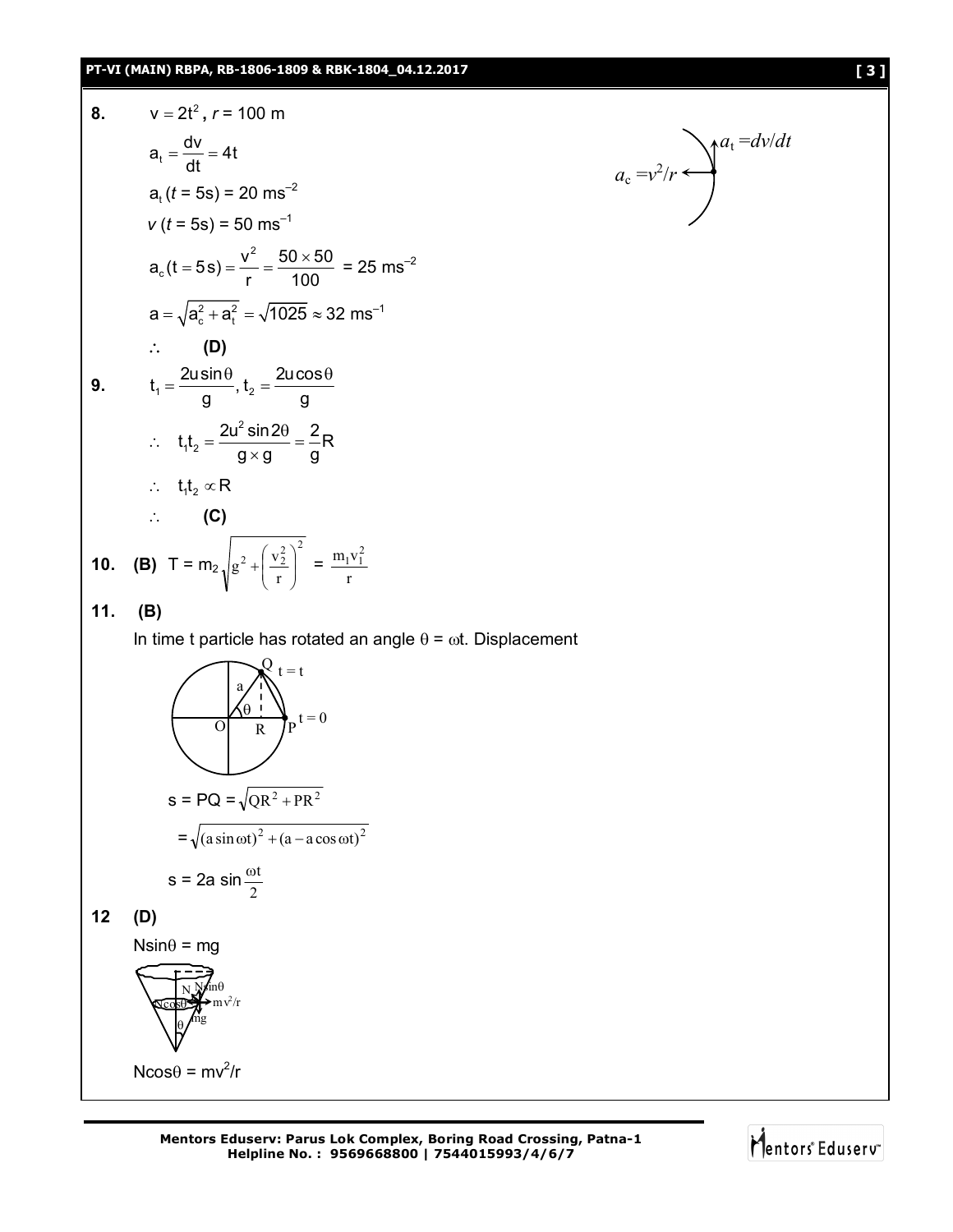**8.** $v = 2t^2$, $r = 100$ m

$$a_t = \frac{dv}{dt} = 4t$$

$a_t\,(t = 5\text{s}) = 20\ \text{ms}^{-2}$

$v\,(t = 5\text{s}) = 50\ \text{ms}^{-1}$

$$a_c(t = 5\,\text{s}) = \frac{v^2}{r} = \frac{50 \times 50}{100} = 25\ \text{ms}^{-2}$$

$$a = \sqrt{a_c^2 + a_t^2} = \sqrt{1025} \approx 32\ \text{ms}^{-1}$$

$a_t = dv/dt$, $a_c = v^2/r$

$\therefore$ **(D)**

**9.** $$t_1 = \frac{2u\sin\theta}{g},\ t_2 = \frac{2u\cos\theta}{g}$$

$$\therefore\ t_1 t_2 = \frac{2u^2\sin 2\theta}{g \times g} = \frac{2}{g}R$$

$\therefore\ t_1 t_2 \propto R$

$\therefore$ **(C)**

**10.** **(B)** $$T = m_2\sqrt{g^2 + \left(\frac{v_2^2}{r}\right)^2} = \frac{m_1 v_1^2}{r}$$

**11.** **(B)**

In time t particle has rotated an angle $\theta = \omega t$. Displacement

$$s = PQ = \sqrt{QR^2 + PR^2}$$

$$= \sqrt{(a\sin\omega t)^2 + (a - a\cos\omega t)^2}$$

$$s = 2a\sin\frac{\omega t}{2}$$

**12** **(D)**

$N\sin\theta = mg$

$N\cos\theta = mv^2/r$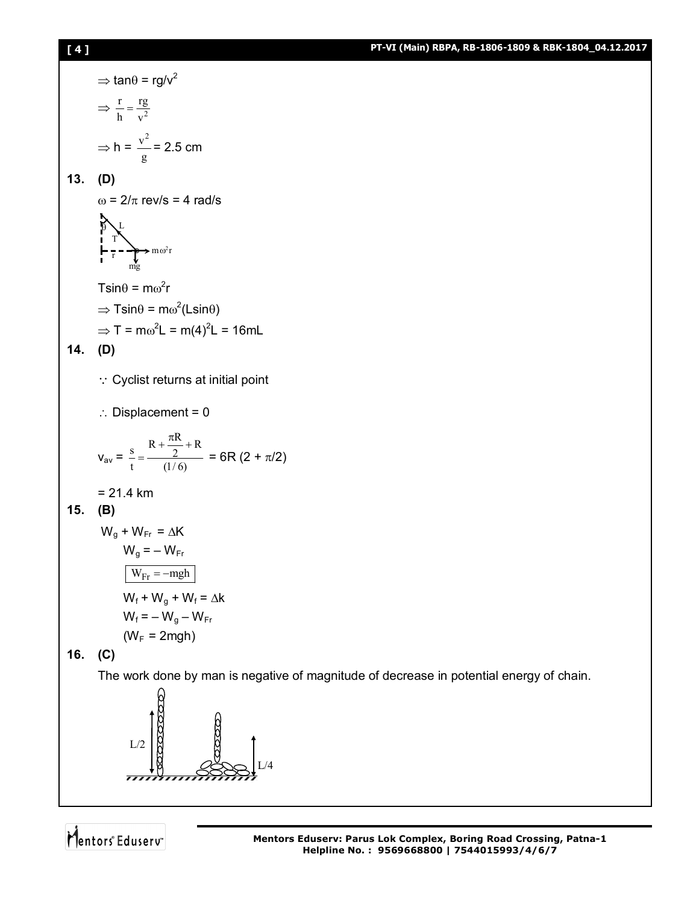$\Rightarrow \tan\theta = rg/v^2$

$\Rightarrow \frac{r}{h} = \frac{rg}{v^2}$

$\Rightarrow h = \frac{v^2}{g} = 2.5$ cm

**13. (D)**

$\omega = 2/\pi$ rev/s = 4 rad/s

$T\sin\theta = m\omega^2 r$

$\Rightarrow T\sin\theta = m\omega^2(L\sin\theta)$

$\Rightarrow T = m\omega^2 L = m(4)^2 L = 16mL$

**14. (D)**

$\because$ Cyclist returns at initial point

$\therefore$ Displacement = 0

$v_{av} = \frac{s}{t} = \frac{R + \frac{\pi R}{2} + R}{(1/6)} = 6R\,(2 + \pi/2)$

= 21.4 km

**15. (B)**

$W_g + W_{Fr} = \Delta K$

$W_g = -W_{Fr}$

$\boxed{W_{Fr} = -mgh}$

$W_f + W_g + W_f = \Delta k$

$W_f = -W_g - W_{Fr}$

$(W_F = 2mgh)$

**16. (C)**

The work done by man is negative of magnitude of decrease in potential energy of chain.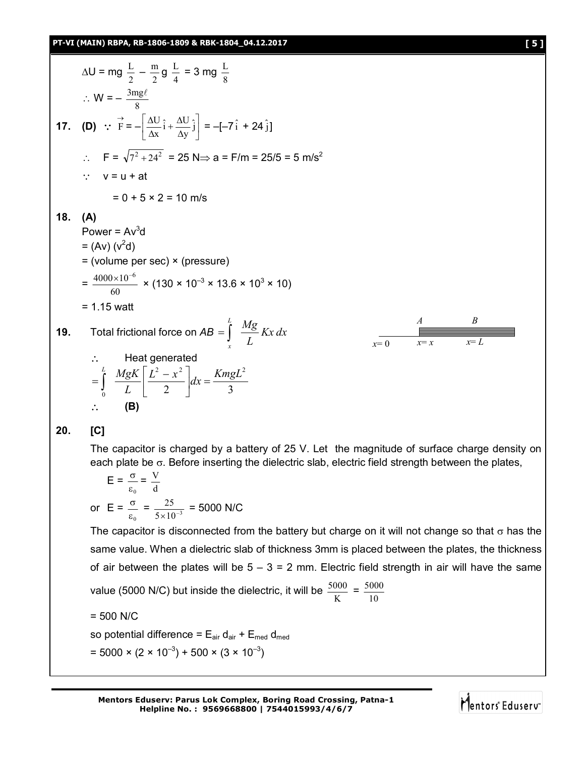$$\Delta U = mg\,\frac{L}{2} - \frac{m}{2}g\,\frac{L}{4} = 3\,mg\,\frac{L}{8}$$

$$\therefore\ W = -\frac{3mg\ell}{8}$$

**17.** **(D)** $\because\ \vec{F} = -\left[\frac{\Delta U}{\Delta x}\hat{i} + \frac{\Delta U}{\Delta y}\hat{j}\right] = -[-7\hat{i} + 24\hat{j}]$

$\therefore\quad F = \sqrt{7^2 + 24^2} = 25\text{ N} \Rightarrow a = F/m = 25/5 = 5\text{ m/s}^2$

$\because\quad v = u + at$

$\quad = 0 + 5 \times 2 = 10\text{ m/s}$

**18.** **(A)**

Power $= Av^3d$

$= (Av)(v^2d)$

= (volume per sec) × (pressure)

$= \frac{4000 \times 10^{-6}}{60} \times (130 \times 10^{-3} \times 13.6 \times 10^3 \times 10)$

$= 1.15$ watt

**19.** Total frictional force on $AB = \int_x^L \frac{Mg}{L}Kx\,dx$

A B | $x = 0$ $x = x$ $x = L$

$\therefore\quad$ Heat generated

$$= \int_0^L \frac{MgK}{L}\left[\frac{L^2 - x^2}{2}\right]dx = \frac{KmgL^2}{3}$$

$\therefore\quad$ **(B)**

**20.** **[C]**

The capacitor is charged by a battery of 25 V. Let the magnitude of surface charge density on each plate be $\sigma$. Before inserting the dielectric slab, electric field strength between the plates,

$$E = \frac{\sigma}{\varepsilon_0} = \frac{V}{d}$$

or $E = \frac{\sigma}{\varepsilon_0} = \frac{25}{5 \times 10^{-3}} = 5000$ N/C

The capacitor is disconnected from the battery but charge on it will not change so that $\sigma$ has the same value. When a dielectric slab of thickness 3mm is placed between the plates, the thickness of air between the plates will be $5 - 3 = 2$ mm. Electric field strength in air will have the same value (5000 N/C) but inside the dielectric, it will be $\frac{5000}{K} = \frac{5000}{10}$

$= 500$ N/C

so potential difference $= E_{air}\,d_{air} + E_{med}\,d_{med}$

$= 5000 \times (2 \times 10^{-3}) + 500 \times (3 \times 10^{-3})$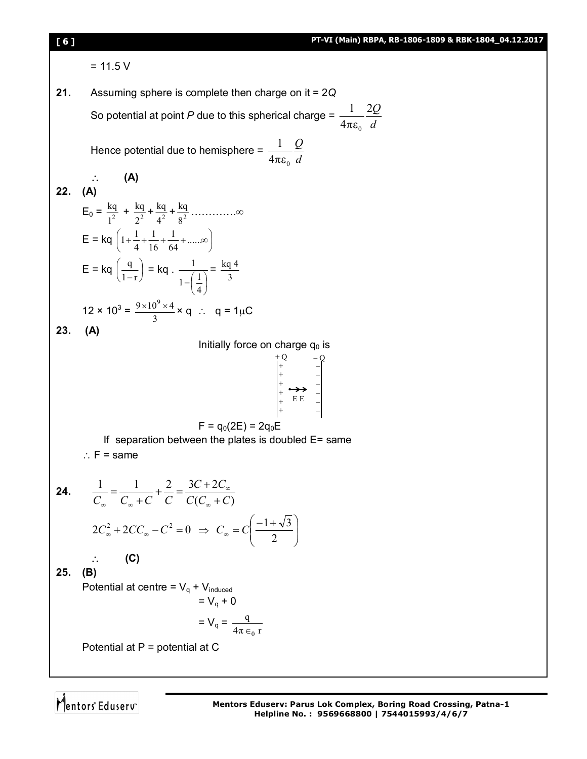= 11.5 V

**21.** Assuming sphere is complete then charge on it = 2*Q*

So potential at point *P* due to this spherical charge = $\frac{1}{4\pi\varepsilon_0}\frac{2Q}{d}$

Hence potential due to hemisphere = $\frac{1}{4\pi\varepsilon_0}\frac{Q}{d}$

$\therefore$ **(A)**

**22.** **(A)**

$E_0 = \frac{kq}{1^2} + \frac{kq}{2^2} + \frac{kq}{4^2} + \frac{kq}{8^2} \ldots\ldots\ldots\ldots\infty$

$E = kq\left(1 + \frac{1}{4} + \frac{1}{16} + \frac{1}{64} + \ldots\ldots\infty\right)$

$E = kq\left(\frac{q}{1-r}\right) = kq \cdot \frac{1}{1-\left(\frac{1}{4}\right)} = \frac{kq\,4}{3}$

$12 \times 10^3 = \frac{9 \times 10^9 \times 4}{3} \times q \;\; \therefore \;\; q = 1\mu C$

**23.** **(A)**

Initially force on charge $q_0$ is

$F = q_0(2E) = 2q_0E$

If separation between the plates is doubled E= same

$\therefore$ F = same

**24.** $\frac{1}{C_\infty} = \frac{1}{C_\infty + C} + \frac{2}{C} = \frac{3C + 2C_\infty}{C(C_\infty + C)}$

$$2C_\infty^2 + 2CC_\infty - C^2 = 0 \;\Rightarrow\; C_\infty = C\left(\frac{-1+\sqrt{3}}{2}\right)$$

$\therefore$ **(C)**

**25.** **(B)**

Potential at centre = $V_q + V_{induced}$

$= V_q + 0$

$= V_q = \frac{q}{4\pi \epsilon_0 r}$

Potential at P = potential at C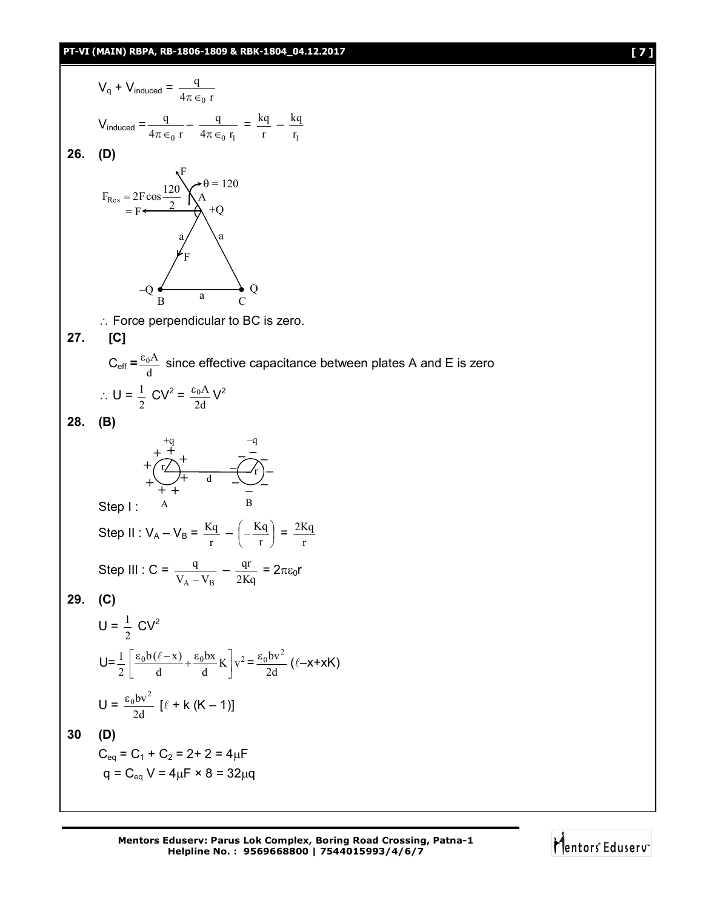$$V_q + V_{induced} = \frac{q}{4\pi \in_0 r}$$

$$V_{induced} = \frac{q}{4\pi \in_0 r} - \frac{q}{4\pi \in_0 r_1} = \frac{kq}{r} - \frac{kq}{r_1}$$

**26. (D)**

$F_{Res} = 2F\cos\frac{120}{2} = F$

$\theta = 120$

A: $+Q$, B: $-Q$, C: $Q$; sides $a$, $a$, $a$

$\therefore$ Force perpendicular to BC is zero.

**27. [C]**

$C_{eff} = \frac{\varepsilon_0 A}{d}$ since effective capacitance between plates A and E is zero

$$\therefore U = \frac{1}{2}CV^2 = \frac{\varepsilon_0 A}{2d}V^2$$

**28. (B)**

Step I : A ($+q$, radius $r$), B ($-q$, radius $r$), separation $d$

Step II : $V_A - V_B = \frac{Kq}{r} - \left(-\frac{Kq}{r}\right) = \frac{2Kq}{r}$

Step III : $C = \frac{q}{V_A - V_B} - \frac{qr}{2Kq} = 2\pi\varepsilon_0 r$

**29. (C)**

$$U = \frac{1}{2}CV^2$$

$$U = \frac{1}{2}\left[\frac{\varepsilon_0 b(\ell - x)}{d} + \frac{\varepsilon_0 bx}{d}K\right]v^2 = \frac{\varepsilon_0 bv^2}{2d}(\ell - x + xK)$$

$$U = \frac{\varepsilon_0 bv^2}{2d}[\ell + k(K-1)]$$

**30 (D)**

$C_{eq} = C_1 + C_2 = 2 + 2 = 4\mu F$

$q = C_{eq}V = 4\mu F \times 8 = 32\mu q$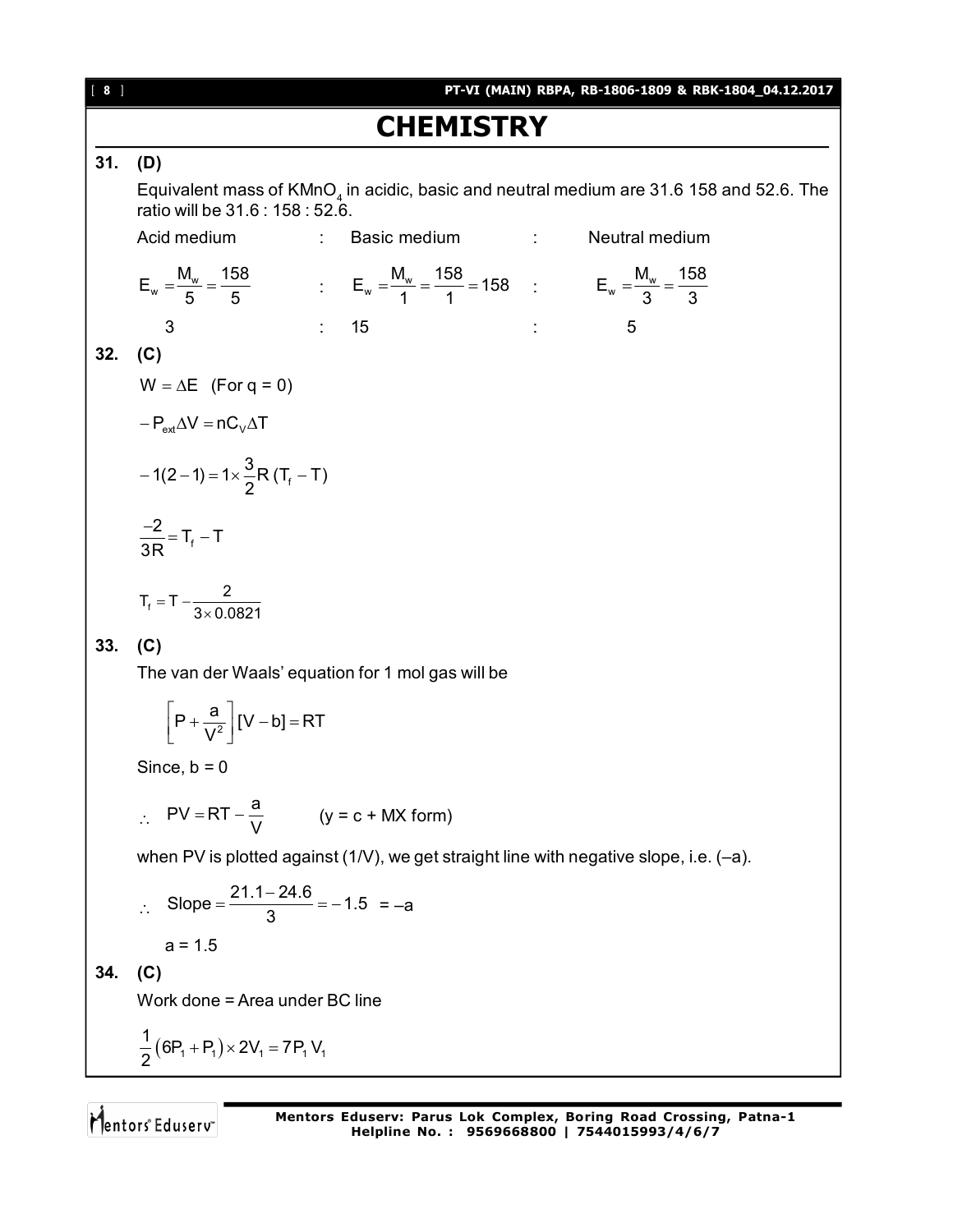# CHEMISTRY

**31. (D)**

Equivalent mass of $KMnO_4$ in acidic, basic and neutral medium are 31.6 158 and 52.6. The ratio will be 31.6 : 158 : 52.6.

| Acid medium | : | Basic medium | : | Neutral medium |
|---|---|---|---|---|
| $E_w = \frac{M_w}{5} = \frac{158}{5}$ | : | $E_w = \frac{M_w}{1} = \frac{158}{1} = 158$ | : | $E_w = \frac{M_w}{3} = \frac{158}{3}$ |
| 3 | : | 15 | : | 5 |

**32. (C)**

$W = \Delta E \quad (\text{For } q = 0)$

$-P_{ext}\Delta V = nC_V\Delta T$

$-1(2-1) = 1 \times \frac{3}{2}R\,(T_f - T)$

$\frac{-2}{3R} = T_f - T$

$T_f = T - \frac{2}{3 \times 0.0821}$

**33. (C)**

The van der Waals' equation for 1 mol gas will be

$$\left[P + \frac{a}{V^2}\right][V - b] = RT$$

Since, b = 0

$\therefore \quad PV = RT - \frac{a}{V} \qquad$ (y = c + MX form)

when PV is plotted against (1/V), we get straight line with negative slope, i.e. (–a).

$\therefore \quad \text{Slope} = \frac{21.1 - 24.6}{3} = -1.5 = -a$

a = 1.5

**34. (C)**

Work done = Area under BC line

$\frac{1}{2}(6P_1 + P_1) \times 2V_1 = 7P_1V_1$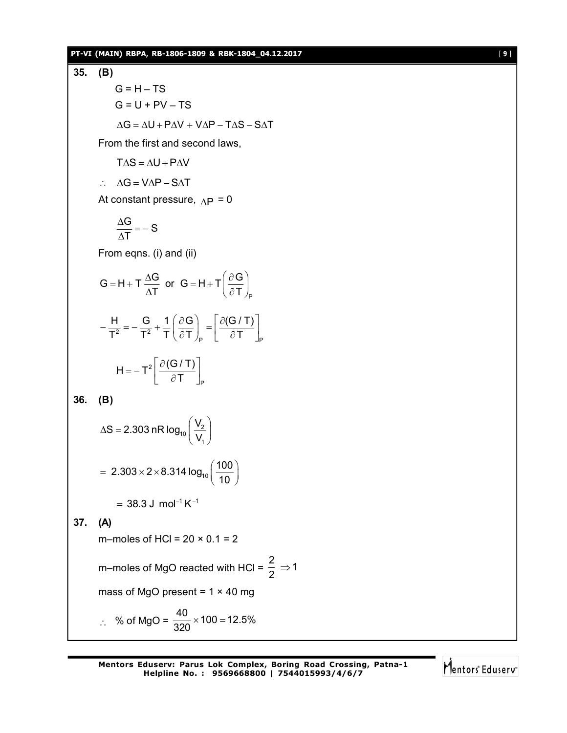**35. (B)**

$$G = H - TS$$

$$G = U + PV - TS$$

$$\Delta G = \Delta U + P\Delta V + V\Delta P - T\Delta S - S\Delta T$$

From the first and second laws,

$$T\Delta S = \Delta U + P\Delta V$$

$$\therefore \quad \Delta G = V\Delta P - S\Delta T$$

At constant pressure, $\Delta P$ = 0

$$\frac{\Delta G}{\Delta T} = -S$$

From eqns. (i) and (ii)

$$G = H + T\frac{\Delta G}{\Delta T} \text{ or } G = H + T\left(\frac{\partial G}{\partial T}\right)_P$$

$$-\frac{H}{T^2} = -\frac{G}{T^2} + \frac{1}{T}\left(\frac{\partial G}{\partial T}\right)_P = \left[\frac{\partial (G/T)}{\partial T}\right]_P$$

$$H = -T^2\left[\frac{\partial (G/T)}{\partial T}\right]_P$$

**36. (B)**

$$\Delta S = 2.303\, nR \log_{10}\left(\frac{V_2}{V_1}\right)$$

$$= 2.303 \times 2 \times 8.314 \log_{10}\left(\frac{100}{10}\right)$$

$$= 38.3 \text{ J mol}^{-1}\text{ K}^{-1}$$

**37. (A)**

m–moles of HCl = 20 × 0.1 = 2

m–moles of MgO reacted with HCl = $\frac{2}{2} \Rightarrow 1$

mass of MgO present = 1 × 40 mg

$\therefore$ % of MgO = $\frac{40}{320} \times 100 = 12.5\%$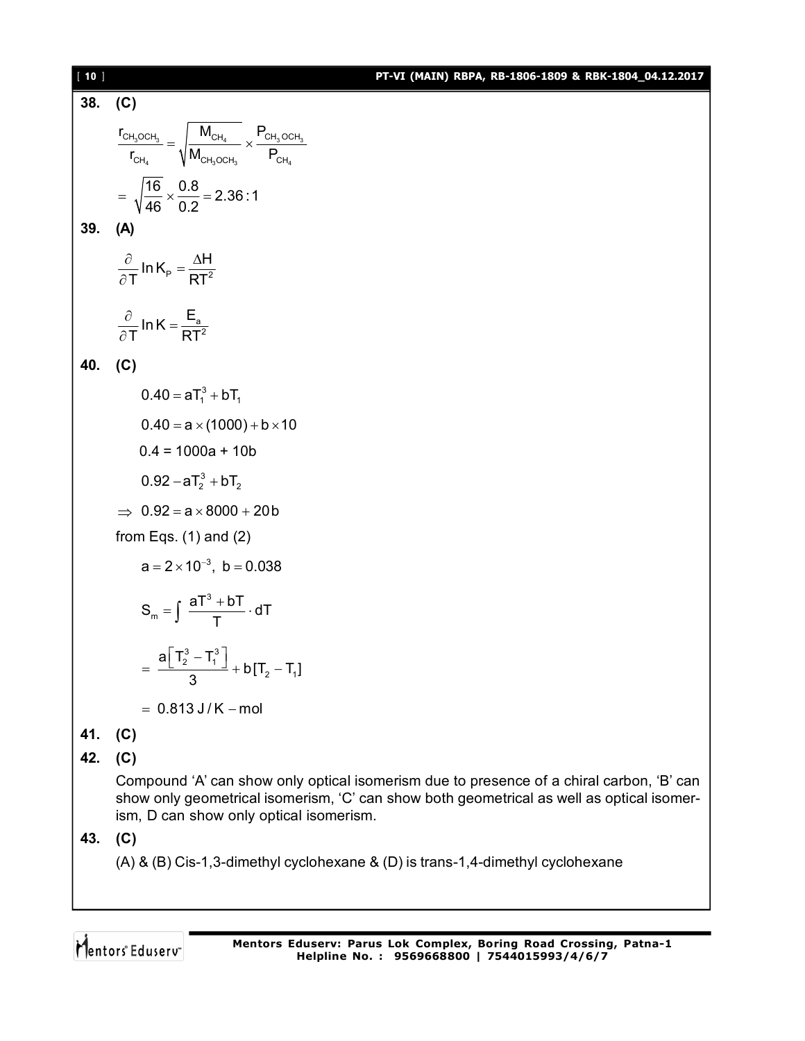**38. (C)**

$$\frac{r_{CH_3OCH_3}}{r_{CH_4}} = \sqrt{\frac{M_{CH_4}}{M_{CH_3OCH_3}}} \times \frac{P_{CH_3OCH_3}}{P_{CH_4}}$$

$$= \sqrt{\frac{16}{46}} \times \frac{0.8}{0.2} = 2.36 : 1$$

**39. (A)**

$$\frac{\partial}{\partial T} \ln K_P = \frac{\Delta H}{RT^2}$$

$$\frac{\partial}{\partial T} \ln K = \frac{E_a}{RT^2}$$

**40. (C)**

$$0.40 = aT_1^3 + bT_1$$

$$0.40 = a \times (1000) + b \times 10$$

$$0.4 = 1000a + 10b$$

$$0.92 - aT_2^3 + bT_2$$

$$\Rightarrow \ 0.92 = a \times 8000 + 20b$$

from Eqs. (1) and (2)

$$a = 2 \times 10^{-3}, \ b = 0.038$$

$$S_m = \int \frac{aT^3 + bT}{T} \cdot dT$$

$$= \frac{a\left[T_2^3 - T_1^3\right]}{3} + b[T_2 - T_1]$$

$$= 0.813 \text{ J/K} - \text{mol}$$

**41. (C)**

**42. (C)**

Compound 'A' can show only optical isomerism due to presence of a chiral carbon, 'B' can show only geometrical isomerism, 'C' can show both geometrical as well as optical isomerism, D can show only optical isomerism.

**43. (C)**

(A) & (B) Cis-1,3-dimethyl cyclohexane & (D) is trans-1,4-dimethyl cyclohexane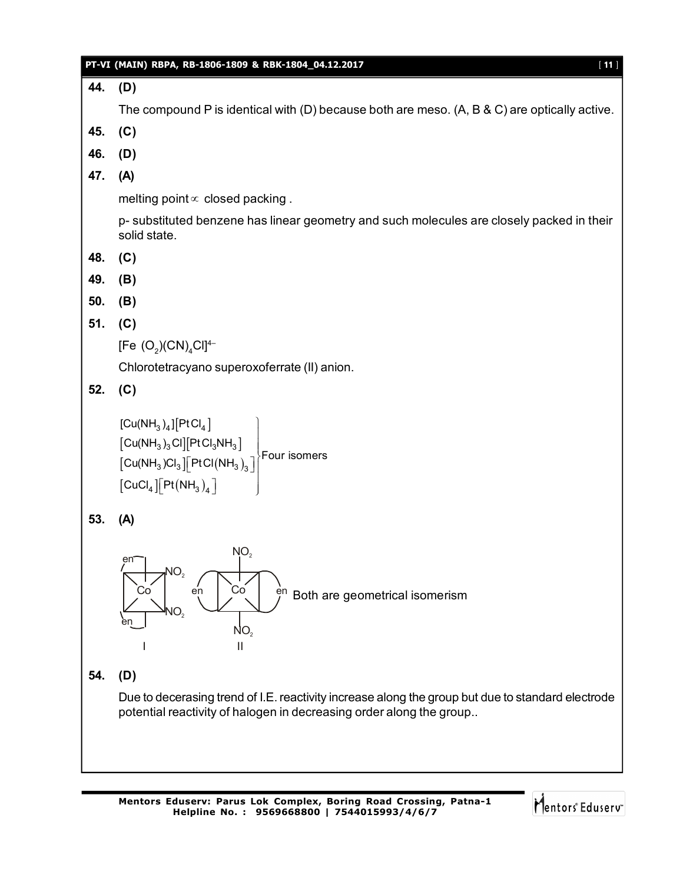**44. (D)**

The compound P is identical with (D) because both are meso. (A, B & C) are optically active.

**45. (C)**

**46. (D)**

**47. (A)**

melting point $\propto$ closed packing .

p- substituted benzene has linear geometry and such molecules are closely packed in their solid state.

**48. (C)**

**49. (B)**

**50. (B)**

**51. (C)**

$[Fe\ (O_2)(CN)_4Cl]^{4-}$

Chlorotetracyano superoxoferrate (II) anion.

**52. (C)**

$$\left.\begin{array}{l}[Cu(NH_3)_4][PtCl_4] \\ [Cu(NH_3)_3Cl][PtCl_3NH_3] \\ [Cu(NH_3)Cl_3][PtCl(NH_3)_3] \\ [CuCl_4][Pt(NH_3)_4]\end{array}\right\}\text{Four isomers}$$

**53. (A)**

I: Co with two en and two $NO_2$ (cis); II: Co with two en and two $NO_2$ (trans). Both are geometrical isomerism

**54. (D)**

Due to decerasing trend of I.E. reactivity increase along the group but due to standard electrode potential reactivity of halogen in decreasing order along the group..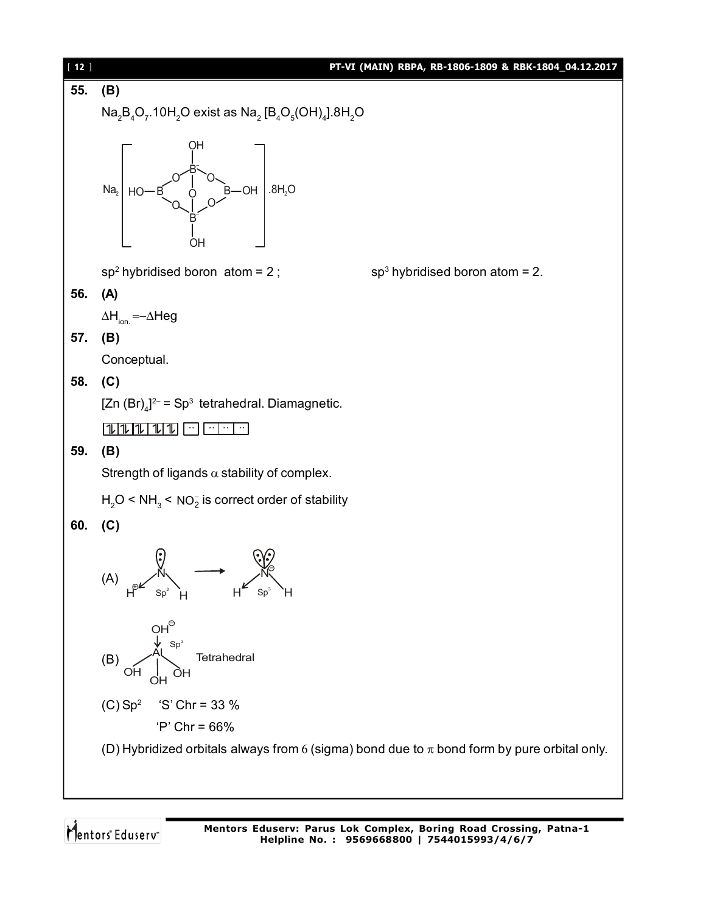**55. (B)**

$Na_2B_4O_7.10H_2O$ exist as $Na_2[B_4O_5(OH)_4].8H_2O$

$sp^2$ hybridised boron atom = 2 ; $sp^3$ hybridised boron atom = 2.

**56. (A)**

$\Delta H_{ion.} = -\Delta Heg$

**57. (B)**

Conceptual.

**58. (C)**

$[Zn(Br)_4]^{2-}$ = $Sp^3$ tetrahedral. Diamagnetic.

**59. (B)**

Strength of ligands $\alpha$ stability of complex.

$H_2O < NH_3 < NO_2^-$ is correct order of stability

**60. (C)**

(A) $H^{\oplus}$ ... N ($Sp^2$) → N$^{\ominus}$ ($Sp^3$)

(B) $OH^{\ominus}$ → Al ($Sp^3$) Tetrahedral

(C) $Sp^2$ 'S' Chr = 33 %

'P' Chr = 66%

(D) Hybridized orbitals always from $\sigma$ (sigma) bond due to $\pi$ bond form by pure orbital only.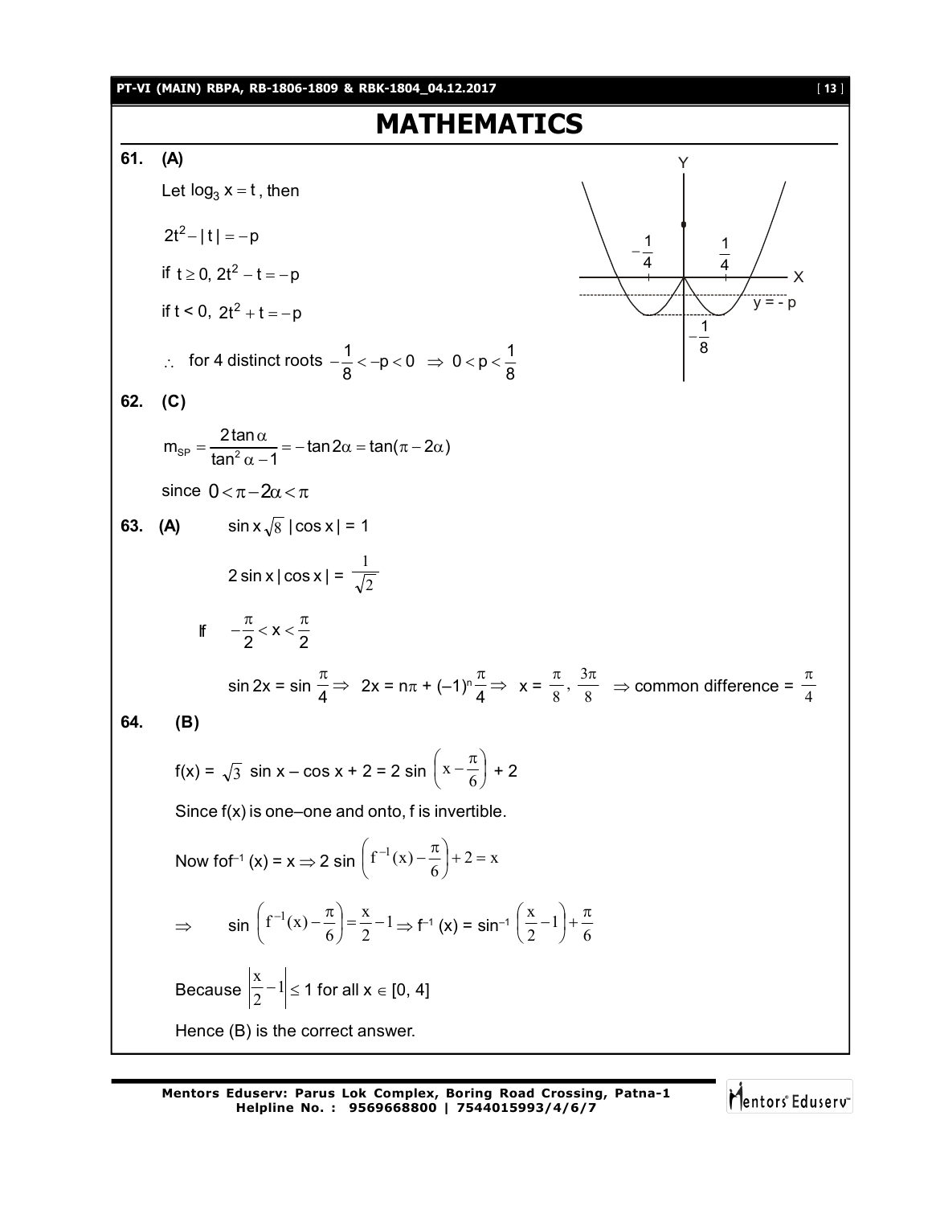# MATHEMATICS

**61. (A)**

Let $\log_3 x = t$, then

$2t^2 - |t| = -p$

if $t \geq 0,\ 2t^2 - t = -p$

if $t < 0,\ 2t^2 + t = -p$

$\therefore$ for 4 distinct roots $-\dfrac{1}{8} < -p < 0 \Rightarrow 0 < p < \dfrac{1}{8}$

**62. (C)**

$$m_{SP} = \frac{2\tan\alpha}{\tan^2\alpha - 1} = -\tan 2\alpha = \tan(\pi - 2\alpha)$$

since $0 < \pi - 2\alpha < \pi$

**63. (A)** $\sin x\sqrt{8}\,|\cos x| = 1$

$2\sin x\,|\cos x| = \dfrac{1}{\sqrt{2}}$

If $-\dfrac{\pi}{2} < x < \dfrac{\pi}{2}$

$\sin 2x = \sin\dfrac{\pi}{4} \Rightarrow 2x = n\pi + (-1)^n\dfrac{\pi}{4} \Rightarrow x = \dfrac{\pi}{8}, \dfrac{3\pi}{8} \Rightarrow$ common difference $= \dfrac{\pi}{4}$

**64. (B)**

$f(x) = \sqrt{3}\sin x - \cos x + 2 = 2\sin\left(x - \dfrac{\pi}{6}\right) + 2$

Since f(x) is one–one and onto, f is invertible.

Now $fof^{-1}(x) = x \Rightarrow 2\sin\left(f^{-1}(x) - \dfrac{\pi}{6}\right) + 2 = x$

$\Rightarrow \sin\left(f^{-1}(x) - \dfrac{\pi}{6}\right) = \dfrac{x}{2} - 1 \Rightarrow f^{-1}(x) = \sin^{-1}\left(\dfrac{x}{2} - 1\right) + \dfrac{\pi}{6}$

Because $\left|\dfrac{x}{2} - 1\right| \leq 1$ for all $x \in [0, 4]$

Hence (B) is the correct answer.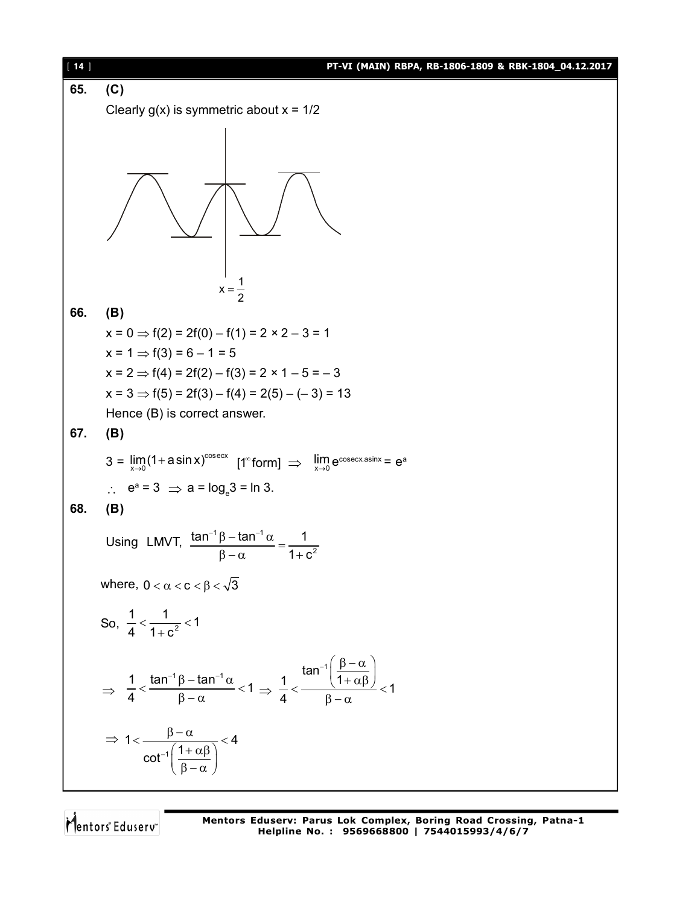**65. (C)**

Clearly g(x) is symmetric about x = 1/2

$x = \frac{1}{2}$

**66. (B)**

$x = 0 \Rightarrow f(2) = 2f(0) - f(1) = 2 \times 2 - 3 = 1$

$x = 1 \Rightarrow f(3) = 6 - 1 = 5$

$x = 2 \Rightarrow f(4) = 2f(2) - f(3) = 2 \times 1 - 5 = -3$

$x = 3 \Rightarrow f(5) = 2f(3) - f(4) = 2(5) - (-3) = 13$

Hence (B) is correct answer.

**67. (B)**

$3 = \lim_{x \to 0}(1 + a \sin x)^{\text{cosec}x}$ [$1^\infty$ form] $\Rightarrow \lim_{x \to 0} e^{\text{cosec}x . a\sin x} = e^a$

$\therefore\ e^a = 3 \Rightarrow a = \log_e 3 = \ln 3.$

**68. (B)**

Using LMVT, $\dfrac{\tan^{-1}\beta - \tan^{-1}\alpha}{\beta - \alpha} = \dfrac{1}{1+c^2}$

where, $0 < \alpha < c < \beta < \sqrt{3}$

So, $\dfrac{1}{4} < \dfrac{1}{1+c^2} < 1$

$\Rightarrow\ \dfrac{1}{4} < \dfrac{\tan^{-1}\beta - \tan^{-1}\alpha}{\beta - \alpha} < 1 \Rightarrow \dfrac{1}{4} < \dfrac{\tan^{-1}\left(\dfrac{\beta - \alpha}{1+\alpha\beta}\right)}{\beta - \alpha} < 1$

$\Rightarrow 1 < \dfrac{\beta - \alpha}{\cot^{-1}\left(\dfrac{1+\alpha\beta}{\beta - \alpha}\right)} < 4$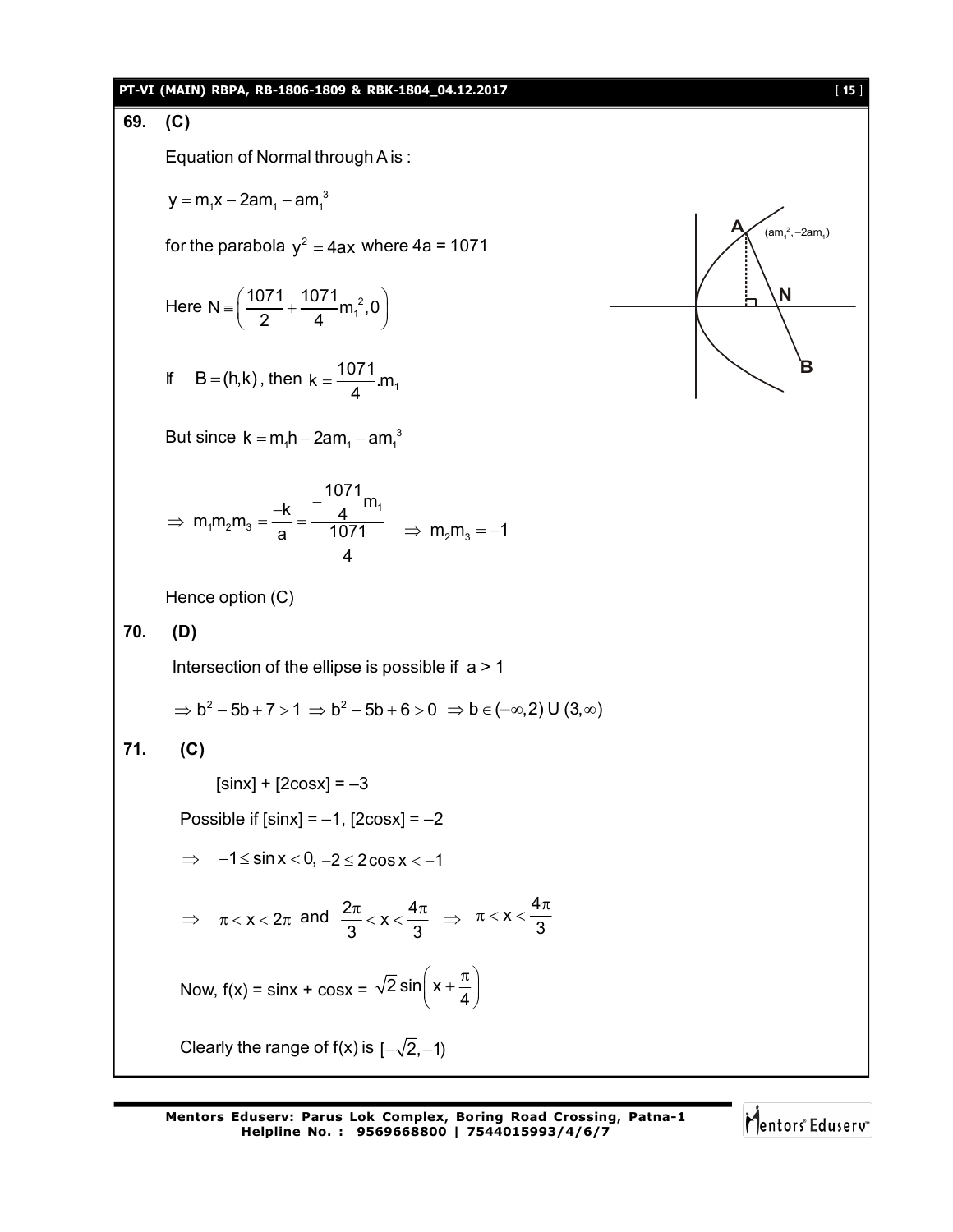**69. (C)**

Equation of Normal through A is :

$$y = m_1x - 2am_1 - am_1^3$$

for the parabola $y^2 = 4ax$ where 4a = 1071

Here $N \equiv \left(\frac{1071}{2} + \frac{1071}{4}m_1^2, 0\right)$

If $B = (h,k)$, then $k = \frac{1071}{4}.m_1$

But since $k = m_1h - 2am_1 - am_1^3$

$$\Rightarrow m_1m_2m_3 = \frac{-k}{a} = \frac{-\frac{1071}{4}m_1}{\frac{1071}{4}} \quad \Rightarrow m_2m_3 = -1$$

Hence option (C)

**70. (D)**

Intersection of the ellipse is possible if a > 1

$$\Rightarrow b^2 - 5b + 7 > 1 \Rightarrow b^2 - 5b + 6 > 0 \Rightarrow b \in (-\infty, 2) \cup (3, \infty)$$

**71. (C)**

[sinx] + [2cosx] = –3

Possible if [sinx] = –1, [2cosx] = –2

$$\Rightarrow \quad -1 \le \sin x < 0, \; -2 \le 2\cos x < -1$$

$$\Rightarrow \quad \pi < x < 2\pi \text{ and } \frac{2\pi}{3} < x < \frac{4\pi}{3} \quad \Rightarrow \quad \pi < x < \frac{4\pi}{3}$$

Now, f(x) = sinx + cosx = $\sqrt{2}\sin\left(x + \frac{\pi}{4}\right)$

Clearly the range of f(x) is $[-\sqrt{2}, -1)$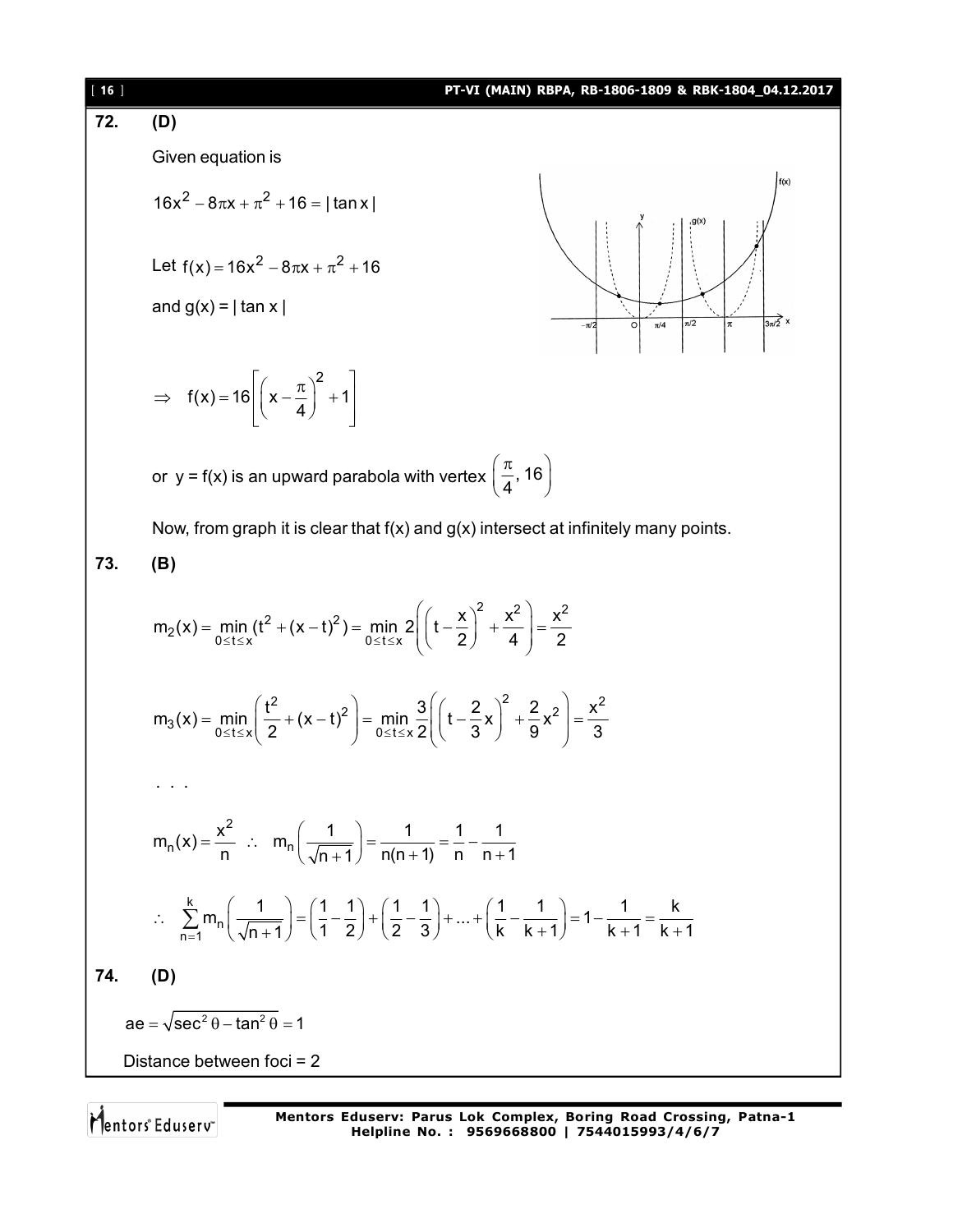**72. (D)**

Given equation is

$$16x^2 - 8\pi x + \pi^2 + 16 = |\tan x|$$

Let $f(x) = 16x^2 - 8\pi x + \pi^2 + 16$

and $g(x) = |\tan x|$

$$\Rightarrow \quad f(x) = 16\left[\left(x - \frac{\pi}{4}\right)^2 + 1\right]$$

or $y = f(x)$ is an upward parabola with vertex $\left(\frac{\pi}{4}, 16\right)$

Now, from graph it is clear that f(x) and g(x) intersect at infinitely many points.

**73. (B)**

$$m_2(x) = \min_{0 \le t \le x}(t^2 + (x-t)^2) = \min_{0 \le t \le x} 2\left(\left(t - \frac{x}{2}\right)^2 + \frac{x^2}{4}\right) = \frac{x^2}{2}$$

$$m_3(x) = \min_{0 \le t \le x}\left(\frac{t^2}{2} + (x-t)^2\right) = \min_{0 \le t \le x} \frac{3}{2}\left(\left(t - \frac{2}{3}x\right)^2 + \frac{2}{9}x^2\right) = \frac{x^2}{3}$$

. . .

$$m_n(x) = \frac{x^2}{n} \quad \therefore \quad m_n\left(\frac{1}{\sqrt{n+1}}\right) = \frac{1}{n(n+1)} = \frac{1}{n} - \frac{1}{n+1}$$

$$\therefore \quad \sum_{n=1}^{k} m_n\left(\frac{1}{\sqrt{n+1}}\right) = \left(\frac{1}{1} - \frac{1}{2}\right) + \left(\frac{1}{2} - \frac{1}{3}\right) + \ldots + \left(\frac{1}{k} - \frac{1}{k+1}\right) = 1 - \frac{1}{k+1} = \frac{k}{k+1}$$

**74. (D)**

$$ae = \sqrt{\sec^2\theta - \tan^2\theta} = 1$$

Distance between foci = 2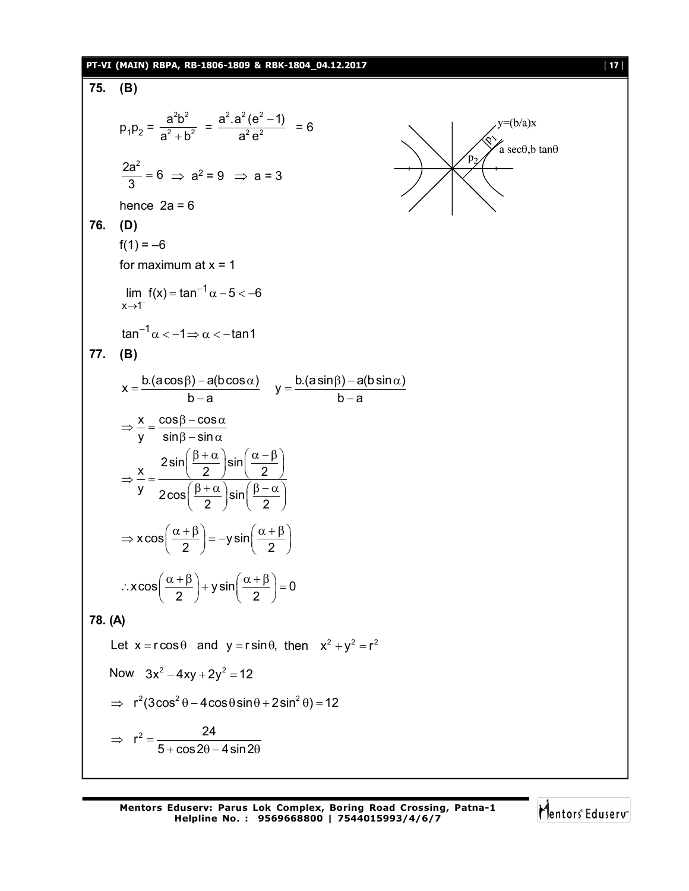**75. (B)**

$$p_1p_2 = \frac{a^2b^2}{a^2+b^2} = \frac{a^2.a^2(e^2-1)}{a^2e^2} = 6$$

y=(b/a)x

$p_1$

a secθ,b tanθ

$p_2$

$$\frac{2a^2}{3} = 6 \Rightarrow a^2 = 9 \Rightarrow a = 3$$

hence 2a = 6

**76. (D)**

$f(1) = -6$

for maximum at x = 1

$$\lim_{x\to 1^-} f(x) = \tan^{-1}\alpha - 5 < -6$$

$$\tan^{-1}\alpha < -1 \Rightarrow \alpha < -\tan 1$$

**77. (B)**

$$x = \frac{b.(a\cos\beta) - a(b\cos\alpha)}{b-a} \quad y = \frac{b.(a\sin\beta) - a(b\sin\alpha)}{b-a}$$

$$\Rightarrow \frac{x}{y} = \frac{\cos\beta - \cos\alpha}{\sin\beta - \sin\alpha}$$

$$\Rightarrow \frac{x}{y} = \frac{2\sin\left(\frac{\beta+\alpha}{2}\right)\sin\left(\frac{\alpha-\beta}{2}\right)}{2\cos\left(\frac{\beta+\alpha}{2}\right)\sin\left(\frac{\beta-\alpha}{2}\right)}$$

$$\Rightarrow x\cos\left(\frac{\alpha+\beta}{2}\right) = -y\sin\left(\frac{\alpha+\beta}{2}\right)$$

$$\therefore x\cos\left(\frac{\alpha+\beta}{2}\right) + y\sin\left(\frac{\alpha+\beta}{2}\right) = 0$$

**78. (A)**

Let $x = r\cos\theta$ and $y = r\sin\theta$, then $x^2 + y^2 = r^2$

Now $3x^2 - 4xy + 2y^2 = 12$

$$\Rightarrow r^2(3\cos^2\theta - 4\cos\theta\sin\theta + 2\sin^2\theta) = 12$$

$$\Rightarrow r^2 = \frac{24}{5 + \cos 2\theta - 4\sin 2\theta}$$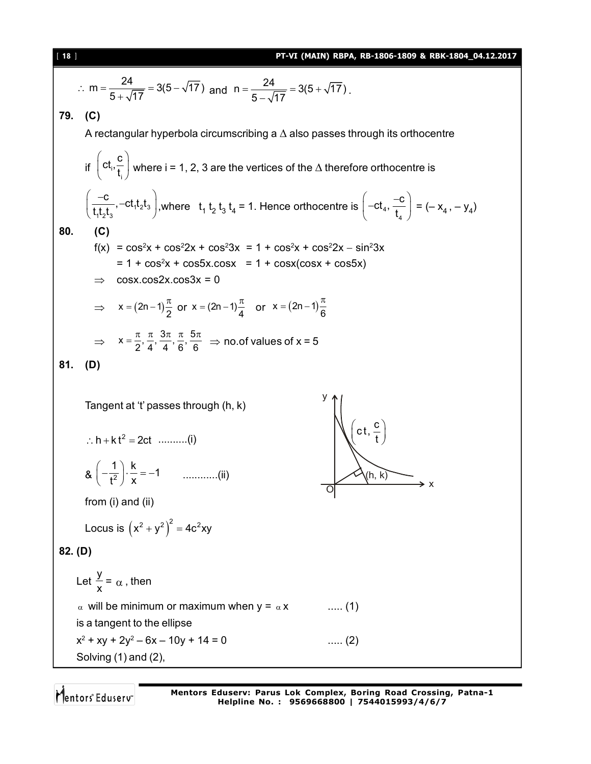$\therefore\ m = \dfrac{24}{5+\sqrt{17}} = 3(5-\sqrt{17})$ and $n = \dfrac{24}{5-\sqrt{17}} = 3(5+\sqrt{17})$.

**79. (C)**

A rectangular hyperbola circumscribing a $\Delta$ also passes through its orthocentre

if $\left(ct_i, \dfrac{c}{t_i}\right)$ where i = 1, 2, 3 are the vertices of the $\Delta$ therefore orthocentre is

$\left(\dfrac{-c}{t_1t_2t_3}, -ct_1t_2t_3\right)$, where $t_1\,t_2\,t_3\,t_4 = 1$. Hence orthocentre is $\left(-ct_4, \dfrac{-c}{t_4}\right) = (-x_4, -y_4)$

**80. (C)**

$f(x) = \cos^2 x + \cos^2 2x + \cos^2 3x = 1 + \cos^2 x + \cos^2 2x - \sin^2 3x$

$= 1 + \cos^2 x + \cos 5x.\cos x = 1 + \cos x(\cos x + \cos 5x)$

$\Rightarrow\ \cos x.\cos 2x.\cos 3x = 0$

$\Rightarrow\ x = (2n-1)\dfrac{\pi}{2}$ or $x = (2n-1)\dfrac{\pi}{4}$ or $x = (2n-1)\dfrac{\pi}{6}$

$\Rightarrow\ x = \dfrac{\pi}{2}, \dfrac{\pi}{4}, \dfrac{3\pi}{4}, \dfrac{\pi}{6}, \dfrac{5\pi}{6}$ $\Rightarrow$ no.of values of x = 5

**81. (D)**

Tangent at 't' passes through (h, k)

$\therefore h + kt^2 = 2ct$ ..........(i)

& $\left(-\dfrac{1}{t^2}\right)\cdot\dfrac{k}{x} = -1$ ............(ii)

from (i) and (ii)

Locus is $\left(x^2+y^2\right)^2 = 4c^2xy$

**82. (D)**

Let $\dfrac{y}{x} = \alpha$, then

$\alpha$ will be minimum or maximum when $y = \alpha x$ ..... (1)

is a tangent to the ellipse

$x^2 + xy + 2y^2 - 6x - 10y + 14 = 0$ ..... (2)

Solving (1) and (2),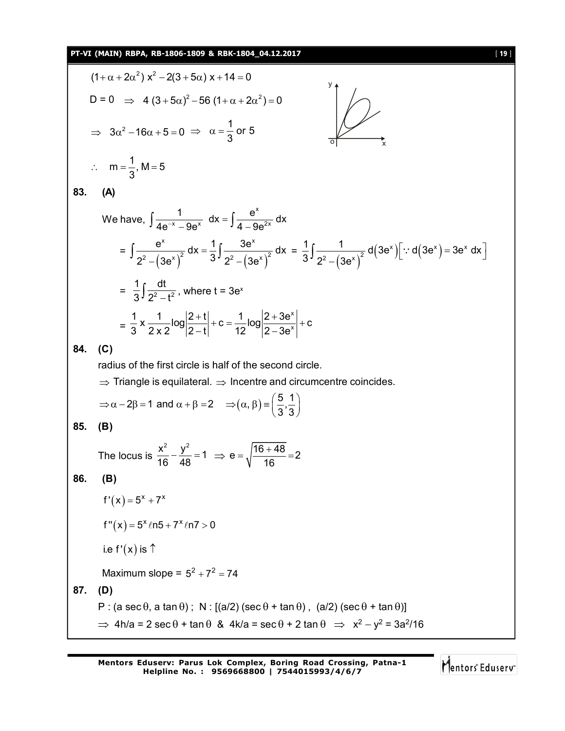$$(1+\alpha+2\alpha^2)\,x^2 - 2(3+5\alpha)\,x + 14 = 0$$

$$D = 0 \;\Rightarrow\; 4\,(3+5\alpha)^2 - 56\,(1+\alpha+2\alpha^2) = 0$$

$$\Rightarrow\; 3\alpha^2 - 16\alpha + 5 = 0 \;\Rightarrow\; \alpha = \frac{1}{3} \text{ or } 5$$

$$\therefore\quad m = \frac{1}{3},\ M = 5$$

**83. (A)**

We have, $\displaystyle\int \frac{1}{4e^{-x} - 9e^{x}}\,dx = \int \frac{e^x}{4 - 9e^{2x}}\,dx$

$$= \int \frac{e^x}{2^2 - \left(3e^x\right)^2}\,dx = \frac{1}{3}\int \frac{3e^x}{2^2 - \left(3e^x\right)^2}\,dx = \frac{1}{3}\int \frac{1}{2^2 - \left(3e^x\right)^2}\,d\left(3e^x\right)\left[\because d\left(3e^x\right) = 3e^x\,dx\right]$$

$$= \frac{1}{3}\int \frac{dt}{2^2 - t^2}, \text{ where } t = 3e^x$$

$$= \frac{1}{3} \times \frac{1}{2 \times 2}\log\left|\frac{2+t}{2-t}\right| + c = \frac{1}{12}\log\left|\frac{2+3e^x}{2-3e^x}\right| + c$$

**84. (C)**

radius of the first circle is half of the second circle.

$\Rightarrow$ Triangle is equilateral. $\Rightarrow$ Incentre and circumcentre coincides.

$\Rightarrow \alpha - 2\beta = 1$ and $\alpha + \beta = 2 \quad \Rightarrow (\alpha, \beta) \equiv \left(\dfrac{5}{3}, \dfrac{1}{3}\right)$

**85. (B)**

The locus is $\dfrac{x^2}{16} - \dfrac{y^2}{48} = 1 \;\Rightarrow\; e = \sqrt{\dfrac{16+48}{16}} = 2$

**86. (B)**

$$f'(x) = 5^x + 7^x$$

$$f''(x) = 5^x \ell n5 + 7^x \ell n7 > 0$$

i.e $f'(x)$ is $\uparrow$

Maximum slope = $5^2 + 7^2 = 74$

**87. (D)**

P : $(a\sec\theta,\ a\tan\theta)$ ; N : $[(a/2)(\sec\theta + \tan\theta),\ (a/2)(\sec\theta + \tan\theta)]$

$\Rightarrow$ $4h/a = 2\sec\theta + \tan\theta$ & $4k/a = \sec\theta + 2\tan\theta \;\Rightarrow\; x^2 - y^2 = 3a^2/16$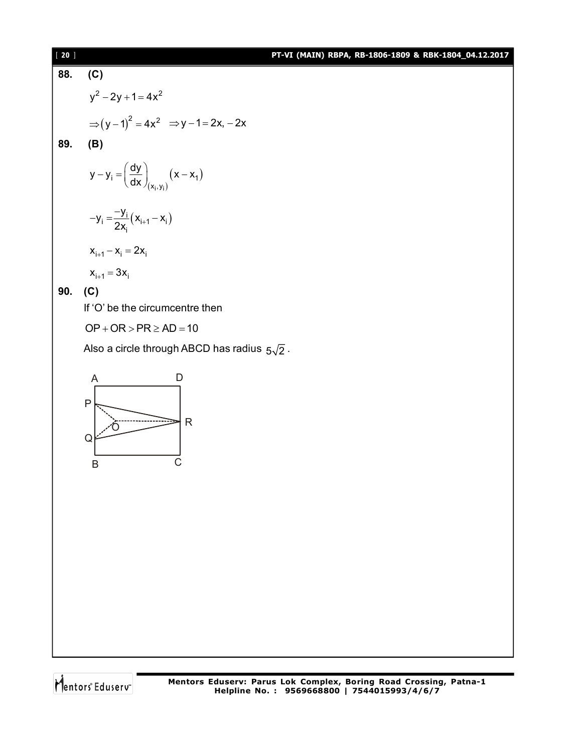**88. (C)**

$$y^2 - 2y + 1 = 4x^2$$

$$\Rightarrow (y-1)^2 = 4x^2 \quad \Rightarrow y - 1 = 2x, -2x$$

**89. (B)**

$$y - y_i = \left(\frac{dy}{dx}\right)_{(x_i, y_i)} (x - x_1)$$

$$-y_i = \frac{-y_i}{2x_i}(x_{i+1} - x_i)$$

$$x_{i+1} - x_i = 2x_i$$

$$x_{i+1} = 3x_i$$

**90. (C)**

If 'O' be the circumcentre then

$$OP + OR > PR \geq AD = 10$$

Also a circle through ABCD has radius $5\sqrt{2}$.

A D

P

O R

Q

B C